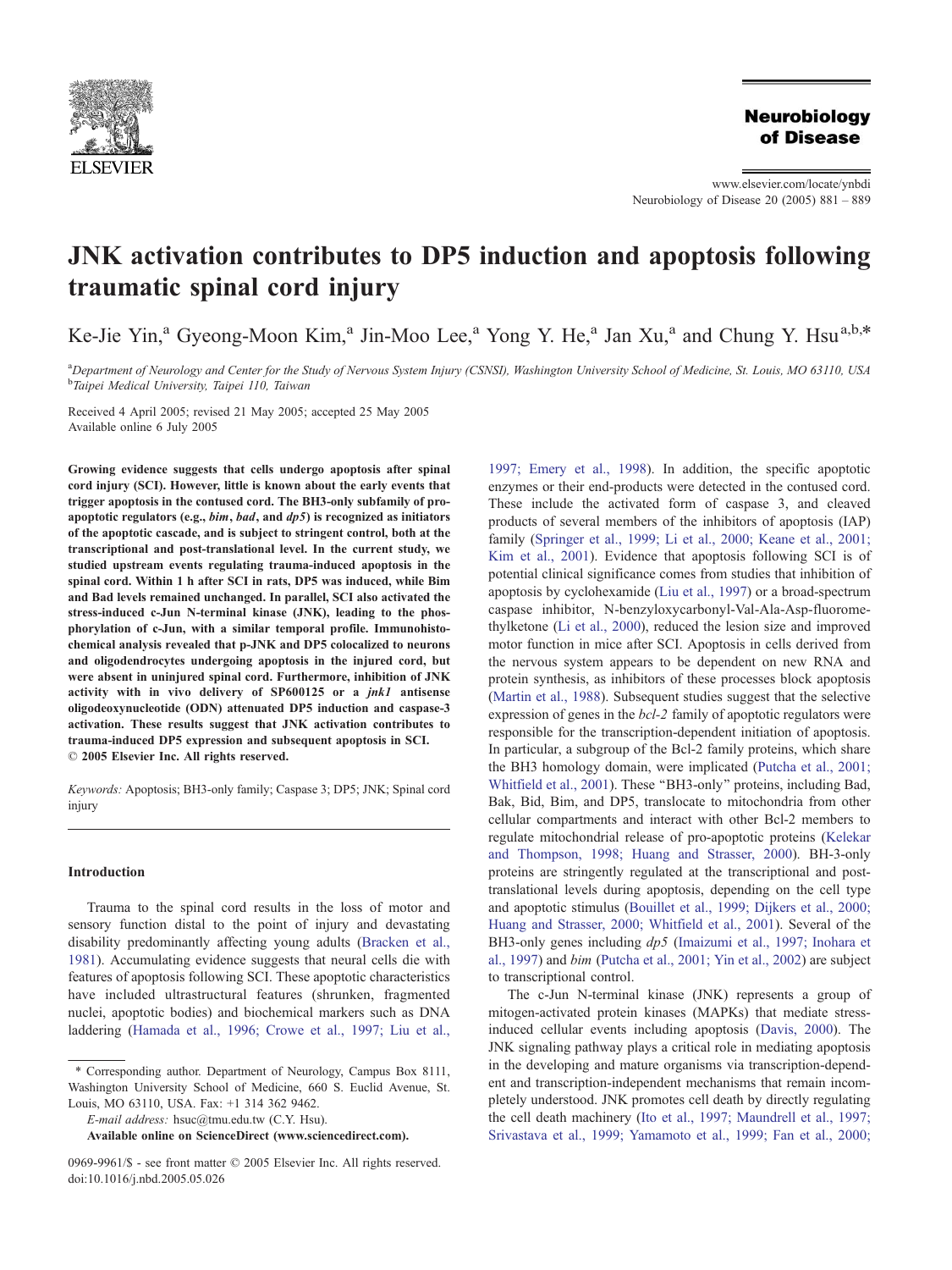# JNK activation contributes to DP5 induction and apoptosis following traumatic spinal cord injury

Ke-Jie Yin,[a] Gyeong-Moon Kim,[a] Jin-Moo Lee,[a] Yong Y. He,[a] Jan Xu,[a] and Chung Y. Hsu[a,b,*]

[a]Department of Neurology and Center for the Study of Nervous System Injury (CSNSI), Washington University School of Medicine, St. Louis, MO 63110, USA
[b]Taipei Medical University, Taipei 110, Taiwan

Received 4 April 2005; revised 21 May 2005; accepted 25 May 2005
Available online 6 July 2005

**Growing evidence suggests that cells undergo apoptosis after spinal cord injury (SCI). However, little is known about the early events that trigger apoptosis in the contused cord. The BH3-only subfamily of pro-apoptotic regulators (e.g., *bim*, *bad*, and *dp5*) is recognized as initiators of the apoptotic cascade, and is subject to stringent control, both at the transcriptional and post-translational level. In the current study, we studied upstream events regulating trauma-induced apoptosis in the spinal cord. Within 1 h after SCI in rats, DP5 was induced, while Bim and Bad levels remained unchanged. In parallel, SCI also activated the stress-induced c-Jun N-terminal kinase (JNK), leading to the phosphorylation of c-Jun, with a similar temporal profile. Immunohistochemical analysis revealed that p-JNK and DP5 colocalized to neurons and oligodendrocytes undergoing apoptosis in the injured cord, but were absent in uninjured spinal cord. Furthermore, inhibition of JNK activity with in vivo delivery of SP600125 or a *jnk1* antisense oligodeoxynucleotide (ODN) attenuated DP5 induction and caspase-3 activation. These results suggest that JNK activation contributes to trauma-induced DP5 expression and subsequent apoptosis in SCI.**
**© 2005 Elsevier Inc. All rights reserved.**

*Keywords:* Apoptosis; BH3-only family; Caspase 3; DP5; JNK; Spinal cord injury

## Introduction

Trauma to the spinal cord results in the loss of motor and sensory function distal to the point of injury and devastating disability predominantly affecting young adults (Bracken et al., 1981). Accumulating evidence suggests that neural cells die with features of apoptosis following SCI. These apoptotic characteristics have included ultrastructural features (shrunken, fragmented nuclei, apoptotic bodies) and biochemical markers such as DNA laddering (Hamada et al., 1996; Crowe et al., 1997; Liu et al., 1997; Emery et al., 1998). In addition, the specific apoptotic enzymes or their end-products were detected in the contused cord. These include the activated form of caspase 3, and cleaved products of several members of the inhibitors of apoptosis (IAP) family (Springer et al., 1999; Li et al., 2000; Keane et al., 2001; Kim et al., 2001). Evidence that apoptosis following SCI is of potential clinical significance comes from studies that inhibition of apoptosis by cyclohexamide (Liu et al., 1997) or a broad-spectrum caspase inhibitor, N-benzyloxycarbonyl-Val-Ala-Asp-fluoromethylketone (Li et al., 2000), reduced the lesion size and improved motor function in mice after SCI. Apoptosis in cells derived from the nervous system appears to be dependent on new RNA and protein synthesis, as inhibitors of these processes block apoptosis (Martin et al., 1988). Subsequent studies suggest that the selective expression of genes in the *bcl-2* family of apoptotic regulators were responsible for the transcription-dependent initiation of apoptosis. In particular, a subgroup of the Bcl-2 family proteins, which share the BH3 homology domain, were implicated (Putcha et al., 2001; Whitfield et al., 2001). These “BH3-only” proteins, including Bad, Bak, Bid, Bim, and DP5, translocate to mitochondria from other cellular compartments and interact with other Bcl-2 members to regulate mitochondrial release of pro-apoptotic proteins (Kelekar and Thompson, 1998; Huang and Strasser, 2000). BH-3-only proteins are stringently regulated at the transcriptional and post-translational levels during apoptosis, depending on the cell type and apoptotic stimulus (Bouillet et al., 1999; Dijkers et al., 2000; Huang and Strasser, 2000; Whitfield et al., 2001). Several of the BH3-only genes including *dp5* (Imaizumi et al., 1997; Inohara et al., 1997) and *bim* (Putcha et al., 2001; Yin et al., 2002) are subject to transcriptional control.

The c-Jun N-terminal kinase (JNK) represents a group of mitogen-activated protein kinases (MAPKs) that mediate stress-induced cellular events including apoptosis (Davis, 2000). The JNK signaling pathway plays a critical role in mediating apoptosis in the developing and mature organisms via transcription-dependent and transcription-independent mechanisms that remain incompletely understood. JNK promotes cell death by directly regulating the cell death machinery (Ito et al., 1997; Maundrell et al., 1997; Srivastava et al., 1999; Yamamoto et al., 1999; Fan et al., 2000;

---

\* Corresponding author. Department of Neurology, Campus Box 8111, Washington University School of Medicine, 660 S. Euclid Avenue, St. Louis, MO 63110, USA. Fax: +1 314 362 9462.
*E-mail address:* hsuc@tmu.edu.tw (C.Y. Hsu).
**Available online on ScienceDirect (www.sciencedirect.com).**

0969-9961/$ - see front matter © 2005 Elsevier Inc. All rights reserved.
doi:10.1016/j.nbd.2005.05.026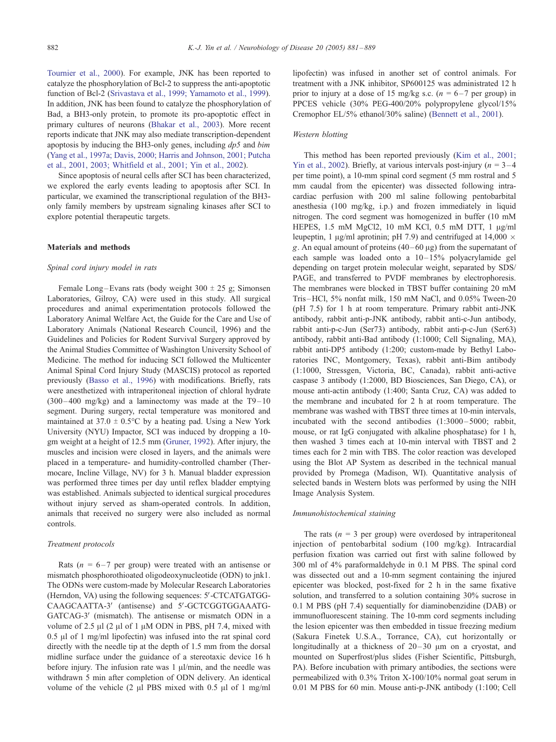Tournier et al., 2000). For example, JNK has been reported to catalyze the phosphorylation of Bcl-2 to suppress the anti-apoptotic function of Bcl-2 (Srivastava et al., 1999; Yamamoto et al., 1999). In addition, JNK has been found to catalyze the phosphorylation of Bad, a BH3-only protein, to promote its pro-apoptotic effect in primary cultures of neurons (Bhakar et al., 2003). More recent reports indicate that JNK may also mediate transcription-dependent apoptosis by inducing the BH3-only genes, including *dp5* and *bim* (Yang et al., 1997a; Davis, 2000; Harris and Johnson, 2001; Putcha et al., 2001, 2003; Whitfield et al., 2001; Yin et al., 2002).

Since apoptosis of neural cells after SCI has been characterized, we explored the early events leading to apoptosis after SCI. In particular, we examined the transcriptional regulation of the BH3-only family members by upstream signaling kinases after SCI to explore potential therapeutic targets.

## Materials and methods

### *Spinal cord injury model in rats*

Female Long–Evans rats (body weight 300 ± 25 g; Simonsen Laboratories, Gilroy, CA) were used in this study. All surgical procedures and animal experimentation protocols followed the Laboratory Animal Welfare Act, the Guide for the Care and Use of Laboratory Animals (National Research Council, 1996) and the Guidelines and Policies for Rodent Survival Surgery approved by the Animal Studies Committee of Washington University School of Medicine. The method for inducing SCI followed the Multicenter Animal Spinal Cord Injury Study (MASCIS) protocol as reported previously (Basso et al., 1996) with modifications. Briefly, rats were anesthetized with intraperitoneal injection of chloral hydrate (300–400 mg/kg) and a laminectomy was made at the T9–10 segment. During surgery, rectal temperature was monitored and maintained at 37.0 ± 0.5°C by a heating pad. Using a New York University (NYU) Impactor, SCI was induced by dropping a 10-gm weight at a height of 12.5 mm (Gruner, 1992). After injury, the muscles and incision were closed in layers, and the animals were placed in a temperature- and humidity-controlled chamber (Thermocare, Incline Village, NV) for 3 h. Manual bladder expression was performed three times per day until reflex bladder emptying was established. Animals subjected to identical surgical procedures without injury served as sham-operated controls. In addition, animals that received no surgery were also included as normal controls.

### *Treatment protocols*

Rats ($n$ = 6–7 per group) were treated with an antisense or mismatch phosphorothioated oligodeoxynucleotide (ODN) to jnk1. The ODNs were custom-made by Molecular Research Laboratories (Herndon, VA) using the following sequences: 5′-CTCATGATGGCAAGCAATTA-3′ (antisense) and 5′-GCTCGGTGGAAATGGATCAG-3′ (mismatch). The antisense or mismatch ODN in a volume of 2.5 µl (2 µl of 1 µM ODN in PBS, pH 7.4, mixed with 0.5 µl of 1 mg/ml lipofectin) was infused into the rat spinal cord directly with the needle tip at the depth of 1.5 mm from the dorsal midline surface under the guidance of a stereotaxic device 16 h before injury. The infusion rate was 1 µl/min, and the needle was withdrawn 5 min after completion of ODN delivery. An identical volume of the vehicle (2 µl PBS mixed with 0.5 µl of 1 mg/ml lipofectin) was infused in another set of control animals. For treatment with a JNK inhibitor, SP600125 was administrated 12 h prior to injury at a dose of 15 mg/kg s.c. ($n$ = 6–7 per group) in PPCES vehicle (30% PEG-400/20% polypropylene glycol/15% Cremophor EL/5% ethanol/30% saline) (Bennett et al., 2001).

### *Western blotting*

This method has been reported previously (Kim et al., 2001; Yin et al., 2002). Briefly, at various intervals post-injury ($n$ = 3–4 per time point), a 10-mm spinal cord segment (5 mm rostral and 5 mm caudal from the epicenter) was dissected following intracardiac perfusion with 200 ml saline following pentobarbital anesthesia (100 mg/kg, i.p.) and frozen immediately in liquid nitrogen. The cord segment was homogenized in buffer (10 mM HEPES, 1.5 mM $MgCl_2$, 10 mM KCl, 0.5 mM DTT, 1 µg/ml leupeptin, 1 µg/ml aprotinin; pH 7.9) and centrifuged at 14,000 × *g*. An equal amount of proteins (40–60 µg) from the supernatant of each sample was loaded onto a 10–15% polyacrylamide gel depending on target protein molecular weight, separated by SDS/PAGE, and transferred to PVDF membranes by electrophoresis. The membranes were blocked in TBST buffer containing 20 mM Tris–HCl, 5% nonfat milk, 150 mM NaCl, and 0.05% Tween-20 (pH 7.5) for 1 h at room temperature. Primary rabbit anti-JNK antibody, rabbit anti-p-JNK antibody, rabbit anti-c-Jun antibody, rabbit anti-p-c-Jun (Ser73) antibody, rabbit anti-p-c-Jun (Ser63) antibody, rabbit anti-Bad antibody (1:1000; Cell Signaling, MA), rabbit anti-DP5 antibody (1:200; custom-made by Bethyl Laboratories INC, Montgomery, Texas), rabbit anti-Bim antibody (1:1000, Stressgen, Victoria, BC, Canada), rabbit anti-active caspase 3 antibody (1:2000, BD Biosciences, San Diego, CA), or mouse anti-actin antibody (1:400; Santa Cruz, CA) was added to the membrane and incubated for 2 h at room temperature. The membrane was washed with TBST three times at 10-min intervals, incubated with the second antibodies (1:3000–5000; rabbit, mouse, or rat IgG conjugated with alkaline phosphatase) for 1 h, then washed 3 times each at 10-min interval with TBST and 2 times each for 2 min with TBS. The color reaction was developed using the Blot AP System as described in the technical manual provided by Promega (Madison, WI). Quantitative analysis of selected bands in Western blots was performed by using the NIH Image Analysis System.

### *Immunohistochemical staining*

The rats ($n$ = 3 per group) were overdosed by intraperitoneal injection of pentobarbital sodium (100 mg/kg). Intracardial perfusion fixation was carried out first with saline followed by 300 ml of 4% paraformaldehyde in 0.1 M PBS. The spinal cord was dissected out and a 10-mm segment containing the injured epicenter was blocked, post-fixed for 2 h in the same fixative solution, and transferred to a solution containing 30% sucrose in 0.1 M PBS (pH 7.4) sequentially for diaminobenzidine (DAB) or immunofluorescent staining. The 10-mm cord segments including the lesion epicenter was then embedded in tissue freezing medium (Sakura Finetek U.S.A., Torrance, CA), cut horizontally or longitudinally at a thickness of 20–30 µm on a cryostat, and mounted on Superfrost/plus slides (Fisher Scientific, Pittsburgh, PA). Before incubation with primary antibodies, the sections were permeabilized with 0.3% Triton X-100/10% normal goat serum in 0.01 M PBS for 60 min. Mouse anti-p-JNK antibody (1:100; Cell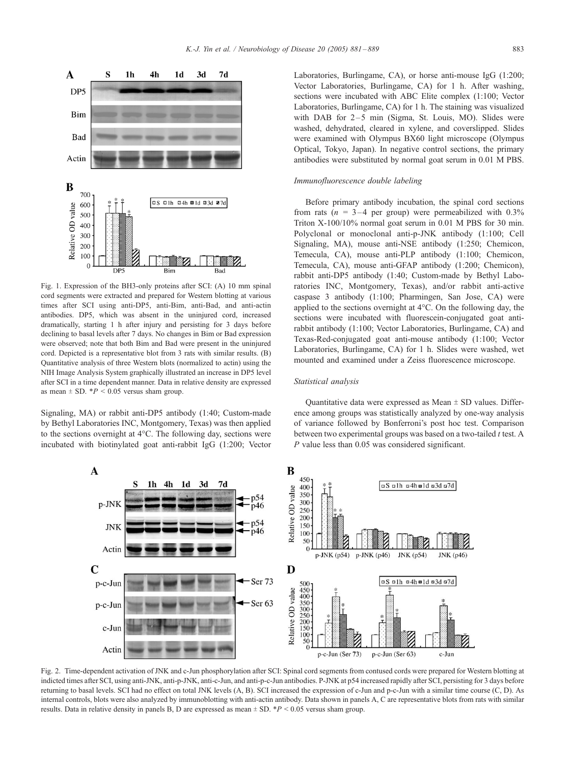Fig. 1. Expression of the BH3-only proteins after SCI: (A) 10 mm spinal cord segments were extracted and prepared for Western blotting at various times after SCI using anti-DP5, anti-Bim, anti-Bad, and anti-actin antibodies. DP5, which was absent in the uninjured cord, increased dramatically, starting 1 h after injury and persisting for 3 days before declining to basal levels after 7 days. No changes in Bim or Bad expression were observed; note that both Bim and Bad were present in the uninjured cord. Depicted is a representative blot from 3 rats with similar results. (B) Quantitative analysis of three Western blots (normalized to actin) using the NIH Image Analysis System graphically illustrated an increase in DP5 level after SCI in a time dependent manner. Data in relative density are expressed as mean ± SD. $^*P < 0.05$ versus sham group.

Signaling, MA) or rabbit anti-DP5 antibody (1:40; Custom-made by Bethyl Laboratories INC, Montgomery, Texas) was then applied to the sections overnight at 4°C. The following day, sections were incubated with biotinylated goat anti-rabbit IgG (1:200; Vector Laboratories, Burlingame, CA), or horse anti-mouse IgG (1:200; Vector Laboratories, Burlingame, CA) for 1 h. After washing, sections were incubated with ABC Elite complex (1:100; Vector Laboratories, Burlingame, CA) for 1 h. The staining was visualized with DAB for 2–5 min (Sigma, St. Louis, MO). Slides were washed, dehydrated, cleared in xylene, and coverslipped. Slides were examined with Olympus BX60 light microscope (Olympus Optical, Tokyo, Japan). In negative control sections, the primary antibodies were substituted by normal goat serum in 0.01 M PBS.

*Immunofluorescence double labeling*

Before primary antibody incubation, the spinal cord sections from rats ($n$ = 3–4 per group) were permeabilized with 0.3% Triton X-100/10% normal goat serum in 0.01 M PBS for 30 min. Polyclonal or monoclonal anti-p-JNK antibody (1:100; Cell Signaling, MA), mouse anti-NSE antibody (1:250; Chemicon, Temecula, CA), mouse anti-PLP antibody (1:100; Chemicon, Temecula, CA), mouse anti-GFAP antibody (1:200; Chemicon), rabbit anti-DP5 antibody (1:40; Custom-made by Bethyl Laboratories INC, Montgomery, Texas), and/or rabbit anti-active caspase 3 antibody (1:100; Pharmingen, San Jose, CA) were applied to the sections overnight at 4°C. On the following day, the sections were incubated with fluorescein-conjugated goat anti-rabbit antibody (1:100; Vector Laboratories, Burlingame, CA) and Texas-Red-conjugated goat anti-mouse antibody (1:100; Vector Laboratories, Burlingame, CA) for 1 h. Slides were washed, wet mounted and examined under a Zeiss fluorescence microscope.

*Statistical analysis*

Quantitative data were expressed as Mean ± SD values. Difference among groups was statistically analyzed by one-way analysis of variance followed by Bonferroni's post hoc test. Comparison between two experimental groups was based on a two-tailed $t$ test. A $P$ value less than 0.05 was considered significant.

Fig. 2. Time-dependent activation of JNK and c-Jun phosphorylation after SCI: Spinal cord segments from contused cords were prepared for Western blotting at indicted times after SCI, using anti-JNK, anti-p-JNK, anti-c-Jun, and anti-p-c-Jun antibodies. P-JNK at p54 increased rapidly after SCI, persisting for 3 days before returning to basal levels. SCI had no effect on total JNK levels (A, B). SCI increased the expression of c-Jun and p-c-Jun with a similar time course (C, D). As internal controls, blots were also analyzed by immunoblotting with anti-actin antibody. Data shown in panels A, C are representative blots from rats with similar results. Data in relative density in panels B, D are expressed as mean ± SD. $^*P < 0.05$ versus sham group.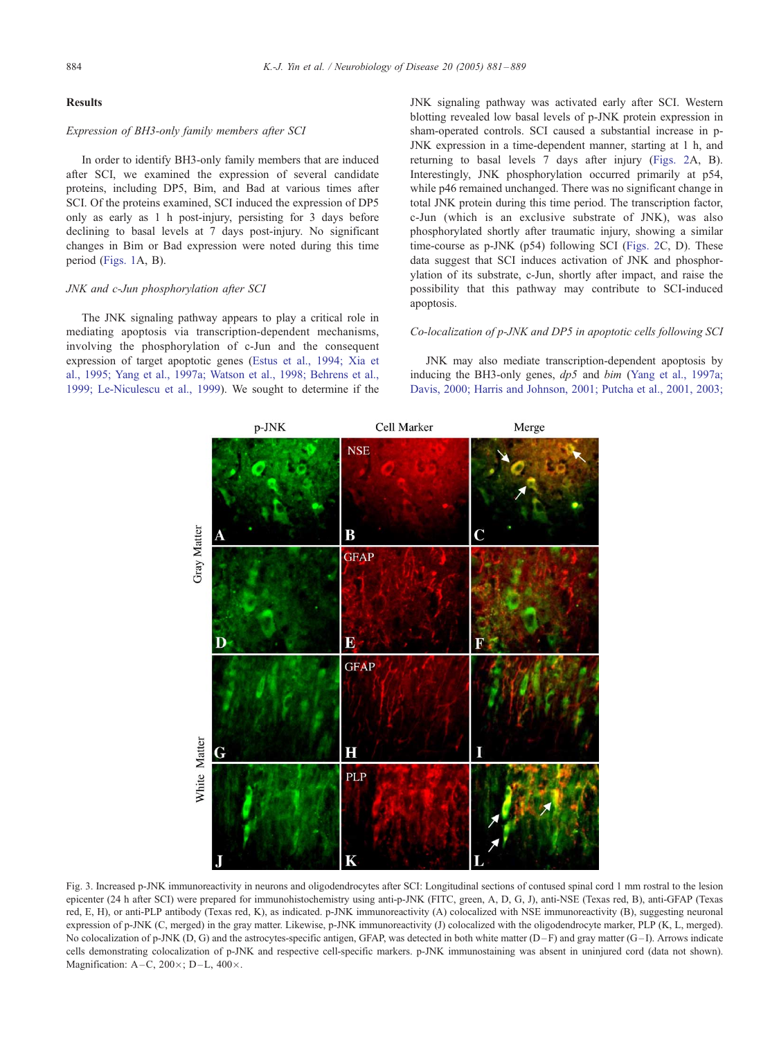## Results

### *Expression of BH3-only family members after SCI*

In order to identify BH3-only family members that are induced after SCI, we examined the expression of several candidate proteins, including DP5, Bim, and Bad at various times after SCI. Of the proteins examined, SCI induced the expression of DP5 only as early as 1 h post-injury, persisting for 3 days before declining to basal levels at 7 days post-injury. No significant changes in Bim or Bad expression were noted during this time period (Figs. 1A, B).

### *JNK and c-Jun phosphorylation after SCI*

The JNK signaling pathway appears to play a critical role in mediating apoptosis via transcription-dependent mechanisms, involving the phosphorylation of c-Jun and the consequent expression of target apoptotic genes (Estus et al., 1994; Xia et al., 1995; Yang et al., 1997a; Watson et al., 1998; Behrens et al., 1999; Le-Niculescu et al., 1999). We sought to determine if the JNK signaling pathway was activated early after SCI. Western blotting revealed low basal levels of p-JNK protein expression in sham-operated controls. SCI caused a substantial increase in p-JNK expression in a time-dependent manner, starting at 1 h, and returning to basal levels 7 days after injury (Figs. 2A, B). Interestingly, JNK phosphorylation occurred primarily at p54, while p46 remained unchanged. There was no significant change in total JNK protein during this time period. The transcription factor, c-Jun (which is an exclusive substrate of JNK), was also phosphorylated shortly after traumatic injury, showing a similar time-course as p-JNK (p54) following SCI (Figs. 2C, D). These data suggest that SCI induces activation of JNK and phosphorylation of its substrate, c-Jun, shortly after impact, and raise the possibility that this pathway may contribute to SCI-induced apoptosis.

### *Co-localization of p-JNK and DP5 in apoptotic cells following SCI*

JNK may also mediate transcription-dependent apoptosis by inducing the BH3-only genes, *dp5* and *bim* (Yang et al., 1997a; Davis, 2000; Harris and Johnson, 2001; Putcha et al., 2001, 2003;

Fig. 3. Increased p-JNK immunoreactivity in neurons and oligodendrocytes after SCI: Longitudinal sections of contused spinal cord 1 mm rostral to the lesion epicenter (24 h after SCI) were prepared for immunohistochemistry using anti-p-JNK (FITC, green, A, D, G, J), anti-NSE (Texas red, B), anti-GFAP (Texas red, E, H), or anti-PLP antibody (Texas red, K), as indicated. p-JNK immunoreactivity (A) colocalized with NSE immunoreactivity (B), suggesting neuronal expression of p-JNK (C, merged) in the gray matter. Likewise, p-JNK immunoreactivity (J) colocalized with the oligodendrocyte marker, PLP (K, L, merged). No colocalization of p-JNK (D, G) and the astrocytes-specific antigen, GFAP, was detected in both white matter (D–F) and gray matter (G–I). Arrows indicate cells demonstrating colocalization of p-JNK and respective cell-specific markers. p-JNK immunostaining was absent in uninjured cord (data not shown). Magnification: A–C, 200×; D–L, 400×.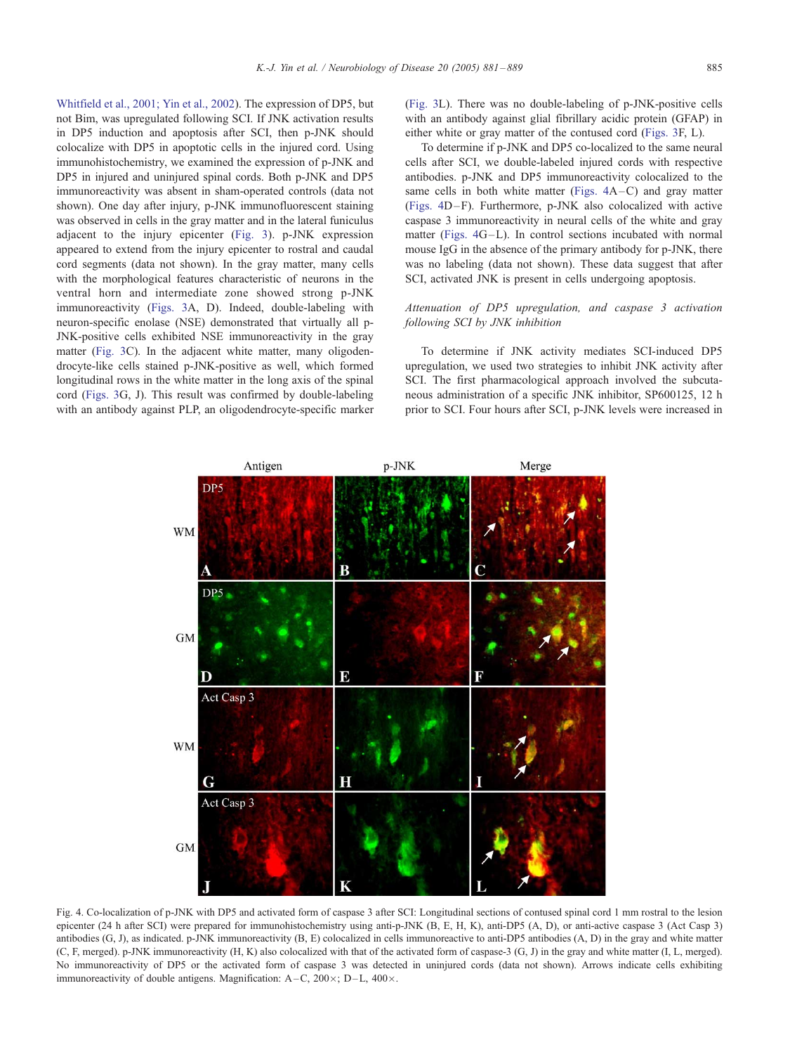Whitfield et al., 2001; Yin et al., 2002). The expression of DP5, but not Bim, was upregulated following SCI. If JNK activation results in DP5 induction and apoptosis after SCI, then p-JNK should colocalize with DP5 in apoptotic cells in the injured cord. Using immunohistochemistry, we examined the expression of p-JNK and DP5 in injured and uninjured spinal cords. Both p-JNK and DP5 immunoreactivity was absent in sham-operated controls (data not shown). One day after injury, p-JNK immunofluorescent staining was observed in cells in the gray matter and in the lateral funiculus adjacent to the injury epicenter (Fig. 3). p-JNK expression appeared to extend from the injury epicenter to rostral and caudal cord segments (data not shown). In the gray matter, many cells with the morphological features characteristic of neurons in the ventral horn and intermediate zone showed strong p-JNK immunoreactivity (Figs. 3A, D). Indeed, double-labeling with neuron-specific enolase (NSE) demonstrated that virtually all p-JNK-positive cells exhibited NSE immunoreactivity in the gray matter (Fig. 3C). In the adjacent white matter, many oligodendrocyte-like cells stained p-JNK-positive as well, which formed longitudinal rows in the white matter in the long axis of the spinal cord (Figs. 3G, J). This result was confirmed by double-labeling with an antibody against PLP, an oligodendrocyte-specific marker (Fig. 3L). There was no double-labeling of p-JNK-positive cells with an antibody against glial fibrillary acidic protein (GFAP) in either white or gray matter of the contused cord (Figs. 3F, L).

To determine if p-JNK and DP5 co-localized to the same neural cells after SCI, we double-labeled injured cords with respective antibodies. p-JNK and DP5 immunoreactivity colocalized to the same cells in both white matter (Figs. 4A–C) and gray matter (Figs. 4D–F). Furthermore, p-JNK also colocalized with active caspase 3 immunoreactivity in neural cells of the white and gray matter (Figs. 4G–L). In control sections incubated with normal mouse IgG in the absence of the primary antibody for p-JNK, there was no labeling (data not shown). These data suggest that after SCI, activated JNK is present in cells undergoing apoptosis.

### *Attenuation of DP5 upregulation, and caspase 3 activation following SCI by JNK inhibition*

To determine if JNK activity mediates SCI-induced DP5 upregulation, we used two strategies to inhibit JNK activity after SCI. The first pharmacological approach involved the subcutaneous administration of a specific JNK inhibitor, SP600125, 12 h prior to SCI. Four hours after SCI, p-JNK levels were increased in

Fig. 4. Co-localization of p-JNK with DP5 and activated form of caspase 3 after SCI: Longitudinal sections of contused spinal cord 1 mm rostral to the lesion epicenter (24 h after SCI) were prepared for immunohistochemistry using anti-p-JNK (B, E, H, K), anti-DP5 (A, D), or anti-active caspase 3 (Act Casp 3) antibodies (G, J), as indicated. p-JNK immunoreactivity (B, E) colocalized in cells immunoreactive to anti-DP5 antibodies (A, D) in the gray and white matter (C, F, merged). p-JNK immunoreactivity (H, K) also colocalized with that of the activated form of caspase-3 (G, J) in the gray and white matter (I, L, merged). No immunoreactivity of DP5 or the activated form of caspase 3 was detected in uninjured cords (data not shown). Arrows indicate cells exhibiting immunoreactivity of double antigens. Magnification: A–C, 200×; D–L, 400×.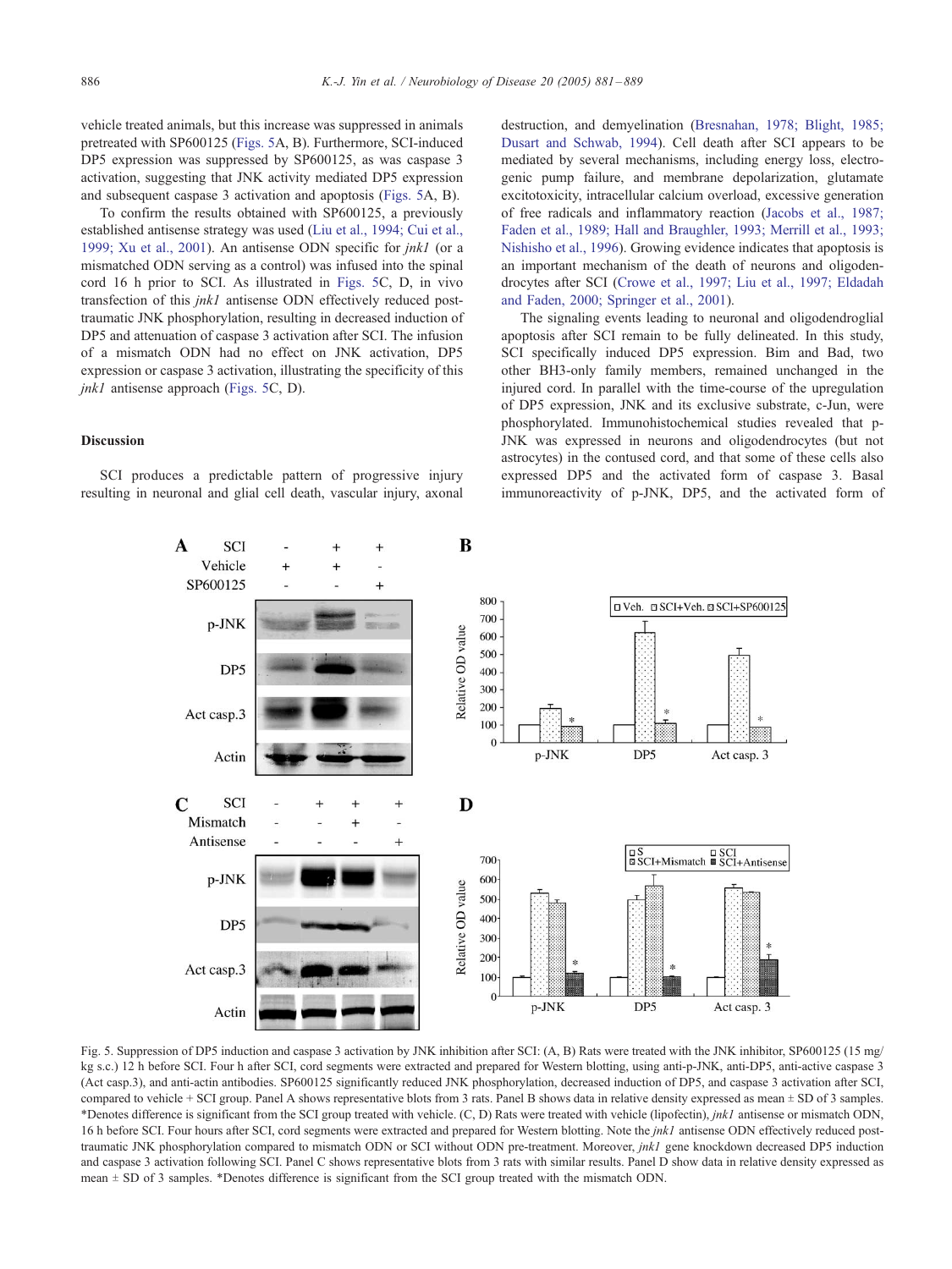vehicle treated animals, but this increase was suppressed in animals pretreated with SP600125 (Figs. 5A, B). Furthermore, SCI-induced DP5 expression was suppressed by SP600125, as was caspase 3 activation, suggesting that JNK activity mediated DP5 expression and subsequent caspase 3 activation and apoptosis (Figs. 5A, B).

To confirm the results obtained with SP600125, a previously established antisense strategy was used (Liu et al., 1994; Cui et al., 1999; Xu et al., 2001). An antisense ODN specific for *jnk1* (or a mismatched ODN serving as a control) was infused into the spinal cord 16 h prior to SCI. As illustrated in Figs. 5C, D, in vivo transfection of this *jnk1* antisense ODN effectively reduced post-traumatic JNK phosphorylation, resulting in decreased induction of DP5 and attenuation of caspase 3 activation after SCI. The infusion of a mismatch ODN had no effect on JNK activation, DP5 expression or caspase 3 activation, illustrating the specificity of this *jnk1* antisense approach (Figs. 5C, D).

## Discussion

SCI produces a predictable pattern of progressive injury resulting in neuronal and glial cell death, vascular injury, axonal destruction, and demyelination (Bresnahan, 1978; Blight, 1985; Dusart and Schwab, 1994). Cell death after SCI appears to be mediated by several mechanisms, including energy loss, electrogenic pump failure, and membrane depolarization, glutamate excitotoxicity, intracellular calcium overload, excessive generation of free radicals and inflammatory reaction (Jacobs et al., 1987; Faden et al., 1989; Hall and Braughler, 1993; Merrill et al., 1993; Nishisho et al., 1996). Growing evidence indicates that apoptosis is an important mechanism of the death of neurons and oligodendrocytes after SCI (Crowe et al., 1997; Liu et al., 1997; Eldadah and Faden, 2000; Springer et al., 2001).

The signaling events leading to neuronal and oligodendroglial apoptosis after SCI remain to be fully delineated. In this study, SCI specifically induced DP5 expression. Bim and Bad, two other BH3-only family members, remained unchanged in the injured cord. In parallel with the time-course of the upregulation of DP5 expression, JNK and its exclusive substrate, c-Jun, were phosphorylated. Immunohistochemical studies revealed that p-JNK was expressed in neurons and oligodendrocytes (but not astrocytes) in the contused cord, and that some of these cells also expressed DP5 and the activated form of caspase 3. Basal immunoreactivity of p-JNK, DP5, and the activated form of

Fig. 5. Suppression of DP5 induction and caspase 3 activation by JNK inhibition after SCI: (A, B) Rats were treated with the JNK inhibitor, SP600125 (15 mg/kg s.c.) 12 h before SCI. Four h after SCI, cord segments were extracted and prepared for Western blotting, using anti-p-JNK, anti-DP5, anti-active caspase 3 (Act casp.3), and anti-actin antibodies. SP600125 significantly reduced JNK phosphorylation, decreased induction of DP5, and caspase 3 activation after SCI, compared to vehicle + SCI group. Panel A shows representative blots from 3 rats. Panel B shows data in relative density expressed as mean ± SD of 3 samples. *Denotes difference is significant from the SCI group treated with vehicle. (C, D) Rats were treated with vehicle (lipofectin), *jnk1* antisense or mismatch ODN, 16 h before SCI. Four hours after SCI, cord segments were extracted and prepared for Western blotting. Note the *jnk1* antisense ODN effectively reduced post-traumatic JNK phosphorylation compared to mismatch ODN or SCI without ODN pre-treatment. Moreover, *jnk1* gene knockdown decreased DP5 induction and caspase 3 activation following SCI. Panel C shows representative blots from 3 rats with similar results. Panel D show data in relative density expressed as mean ± SD of 3 samples. *Denotes difference is significant from the SCI group treated with the mismatch ODN.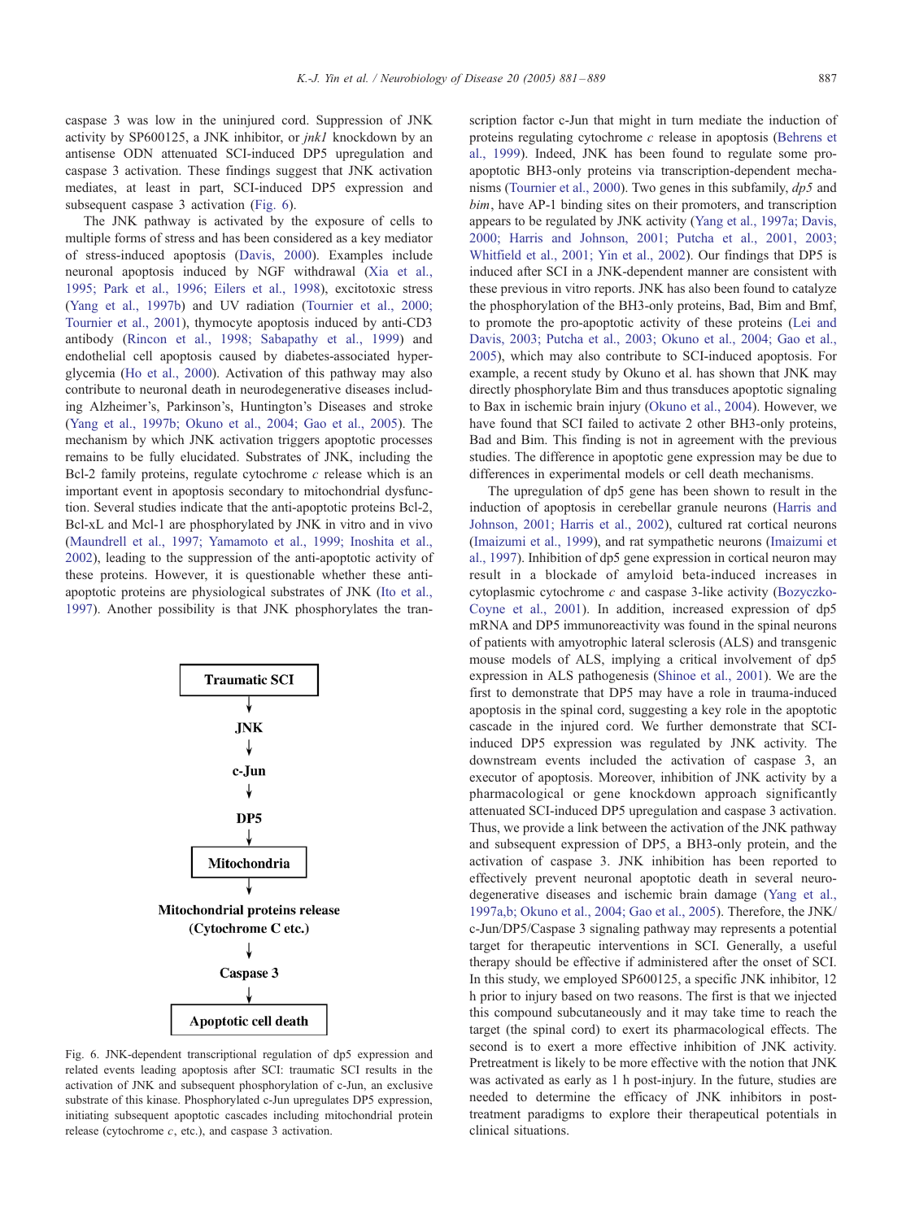caspase 3 was low in the uninjured cord. Suppression of JNK activity by SP600125, a JNK inhibitor, or *jnk1* knockdown by an antisense ODN attenuated SCI-induced DP5 upregulation and caspase 3 activation. These findings suggest that JNK activation mediates, at least in part, SCI-induced DP5 expression and subsequent caspase 3 activation (Fig. 6).

The JNK pathway is activated by the exposure of cells to multiple forms of stress and has been considered as a key mediator of stress-induced apoptosis (Davis, 2000). Examples include neuronal apoptosis induced by NGF withdrawal (Xia et al., 1995; Park et al., 1996; Eilers et al., 1998), excitotoxic stress (Yang et al., 1997b) and UV radiation (Tournier et al., 2000; Tournier et al., 2001), thymocyte apoptosis induced by anti-CD3 antibody (Rincon et al., 1998; Sabapathy et al., 1999) and endothelial cell apoptosis caused by diabetes-associated hyperglycemia (Ho et al., 2000). Activation of this pathway may also contribute to neuronal death in neurodegenerative diseases including Alzheimer's, Parkinson's, Huntington's Diseases and stroke (Yang et al., 1997b; Okuno et al., 2004; Gao et al., 2005). The mechanism by which JNK activation triggers apoptotic processes remains to be fully elucidated. Substrates of JNK, including the Bcl-2 family proteins, regulate cytochrome *c* release which is an important event in apoptosis secondary to mitochondrial dysfunction. Several studies indicate that the anti-apoptotic proteins Bcl-2, Bcl-xL and Mcl-1 are phosphorylated by JNK in vitro and in vivo (Maundrell et al., 1997; Yamamoto et al., 1999; Inoshita et al., 2002), leading to the suppression of the anti-apoptotic activity of these proteins. However, it is questionable whether these anti-apoptotic proteins are physiological substrates of JNK (Ito et al., 1997). Another possibility is that JNK phosphorylates the transcription factor c-Jun that might in turn mediate the induction of proteins regulating cytochrome *c* release in apoptosis (Behrens et al., 1999). Indeed, JNK has been found to regulate some pro-apoptotic BH3-only proteins via transcription-dependent mechanisms (Tournier et al., 2000). Two genes in this subfamily, *dp5* and *bim*, have AP-1 binding sites on their promoters, and transcription appears to be regulated by JNK activity (Yang et al., 1997a; Davis, 2000; Harris and Johnson, 2001; Putcha et al., 2001, 2003; Whitfield et al., 2001; Yin et al., 2002). Our findings that DP5 is induced after SCI in a JNK-dependent manner are consistent with these previous in vitro reports. JNK has also been found to catalyze the phosphorylation of the BH3-only proteins, Bad, Bim and Bmf, to promote the pro-apoptotic activity of these proteins (Lei and Davis, 2003; Putcha et al., 2003; Okuno et al., 2004; Gao et al., 2005), which may also contribute to SCI-induced apoptosis. For example, a recent study by Okuno et al. has shown that JNK may directly phosphorylate Bim and thus transduces apoptotic signaling to Bax in ischemic brain injury (Okuno et al., 2004). However, we have found that SCI failed to activate 2 other BH3-only proteins, Bad and Bim. This finding is not in agreement with the previous studies. The difference in apoptotic gene expression may be due to differences in experimental models or cell death mechanisms.

Traumatic SCI → JNK → c-Jun → DP5 → Mitochondria → Mitochondrial proteins release (Cytochrome C etc.) → Caspase 3 → Apoptotic cell death

Fig. 6. JNK-dependent transcriptional regulation of dp5 expression and related events leading apoptosis after SCI: traumatic SCI results in the activation of JNK and subsequent phosphorylation of c-Jun, an exclusive substrate of this kinase. Phosphorylated c-Jun upregulates DP5 expression, initiating subsequent apoptotic cascades including mitochondrial protein release (cytochrome *c*, etc.), and caspase 3 activation.

The upregulation of dp5 gene has been shown to result in the induction of apoptosis in cerebellar granule neurons (Harris and Johnson, 2001; Harris et al., 2002), cultured rat cortical neurons (Imaizumi et al., 1999), and rat sympathetic neurons (Imaizumi et al., 1997). Inhibition of dp5 gene expression in cortical neuron may result in a blockade of amyloid beta-induced increases in cytoplasmic cytochrome *c* and caspase 3-like activity (Bozyczko-Coyne et al., 2001). In addition, increased expression of dp5 mRNA and DP5 immunoreactivity was found in the spinal neurons of patients with amyotrophic lateral sclerosis (ALS) and transgenic mouse models of ALS, implying a critical involvement of dp5 expression in ALS pathogenesis (Shinoe et al., 2001). We are the first to demonstrate that DP5 may have a role in trauma-induced apoptosis in the spinal cord, suggesting a key role in the apoptotic cascade in the injured cord. We further demonstrate that SCI-induced DP5 expression was regulated by JNK activity. The downstream events included the activation of caspase 3, an executor of apoptosis. Moreover, inhibition of JNK activity by a pharmacological or gene knockdown approach significantly attenuated SCI-induced DP5 upregulation and caspase 3 activation. Thus, we provide a link between the activation of the JNK pathway and subsequent expression of DP5, a BH3-only protein, and the activation of caspase 3. JNK inhibition has been reported to effectively prevent neuronal apoptotic death in several neurodegenerative diseases and ischemic brain damage (Yang et al., 1997a,b; Okuno et al., 2004; Gao et al., 2005). Therefore, the JNK/c-Jun/DP5/Caspase 3 signaling pathway may represents a potential target for therapeutic interventions in SCI. Generally, a useful therapy should be effective if administered after the onset of SCI. In this study, we employed SP600125, a specific JNK inhibitor, 12 h prior to injury based on two reasons. The first is that we injected this compound subcutaneously and it may take time to reach the target (the spinal cord) to exert its pharmacological effects. The second is to exert a more effective inhibition of JNK activity. Pretreatment is likely to be more effective with the notion that JNK was activated as early as 1 h post-injury. In the future, studies are needed to determine the efficacy of JNK inhibitors in post-treatment paradigms to explore their therapeutical potentials in clinical situations.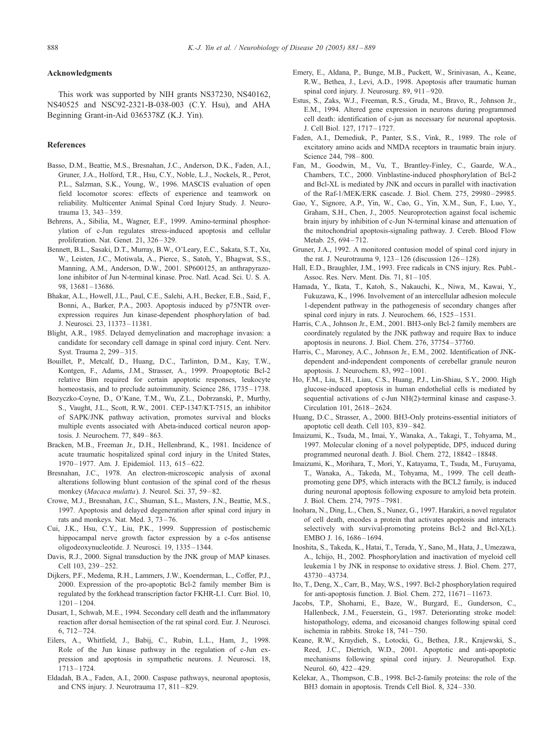## Acknowledgments

This work was supported by NIH grants NS37230, NS40162, NS40525 and NSC92-2321-B-038-003 (C.Y. Hsu), and AHA Beginning Grant-in-Aid 0365378Z (K.J. Yin).

## References

Basso, D.M., Beattie, M.S., Bresnahan, J.C., Anderson, D.K., Faden, A.I., Gruner, J.A., Holford, T.R., Hsu, C.Y., Noble, L.J., Nockels, R., Perot, P.L., Salzman, S.K., Young, W., 1996. MASCIS evaluation of open field locomotor scores: effects of experience and teamwork on reliability. Multicenter Animal Spinal Cord Injury Study. J. Neurotrauma 13, 343–359.

Behrens, A., Sibilia, M., Wagner, E.F., 1999. Amino-terminal phosphorylation of c-Jun regulates stress-induced apoptosis and cellular proliferation. Nat. Genet. 21, 326–329.

Bennett, B.L., Sasaki, D.T., Murray, B.W., O'Leary, E.C., Sakata, S.T., Xu, W., Leisten, J.C., Motiwala, A., Pierce, S., Satoh, Y., Bhagwat, S.S., Manning, A.M., Anderson, D.W., 2001. SP600125, an anthrapyrazolone inhibitor of Jun N-terminal kinase. Proc. Natl. Acad. Sci. U. S. A. 98, 13681–13686.

Bhakar, A.L., Howell, J.L., Paul, C.E., Salehi, A.H., Becker, E.B., Said, F., Bonni, A., Barker, P.A., 2003. Apoptosis induced by p75NTR overexpression requires Jun kinase-dependent phosphorylation of bad. J. Neurosci. 23, 11373–11381.

Blight, A.R., 1985. Delayed demyelination and macrophage invasion: a candidate for secondary cell damage in spinal cord injury. Cent. Nerv. Syst. Trauma 2, 299–315.

Bouillet, P., Metcalf, D., Huang, D.C., Tarlinton, D.M., Kay, T.W., Kontgen, F., Adams, J.M., Strasser, A., 1999. Proapoptotic Bcl-2 relative Bim required for certain apoptotic responses, leukocyte homeostasis, and to preclude autoimmunity. Science 286, 1735–1738.

Bozyczko-Coyne, D., O'Kane, T.M., Wu, Z.L., Dobrzanski, P., Murthy, S., Vaught, J.L., Scott, R.W., 2001. CEP-1347/KT-7515, an inhibitor of SAPK/JNK pathway activation, promotes survival and blocks multiple events associated with Abeta-induced cortical neuron apoptosis. J. Neurochem. 77, 849–863.

Bracken, M.B., Freeman Jr., D.H., Hellenbrand, K., 1981. Incidence of acute traumatic hospitalized spinal cord injury in the United States, 1970–1977. Am. J. Epidemiol. 113, 615–622.

Bresnahan, J.C., 1978. An electron-microscopic analysis of axonal alterations following blunt contusion of the spinal cord of the rhesus monkey (*Macaca mulatta*). J. Neurol. Sci. 37, 59–82.

Crowe, M.J., Bresnahan, J.C., Shuman, S.L., Masters, J.N., Beattie, M.S., 1997. Apoptosis and delayed degeneration after spinal cord injury in rats and monkeys. Nat. Med. 3, 73–76.

Cui, J.K., Hsu, C.Y., Liu, P.K., 1999. Suppression of postischemic hippocampal nerve growth factor expression by a c-fos antisense oligodeoxynucleotide. J. Neurosci. 19, 1335–1344.

Davis, R.J., 2000. Signal transduction by the JNK group of MAP kinases. Cell 103, 239–252.

Dijkers, P.F., Medema, R.H., Lammers, J.W., Koenderman, L., Coffer, P.J., 2000. Expression of the pro-apoptotic Bcl-2 family member Bim is regulated by the forkhead transcription factor FKHR-L1. Curr. Biol. 10, 1201–1204.

Dusart, I., Schwab, M.E., 1994. Secondary cell death and the inflammatory reaction after dorsal hemisection of the rat spinal cord. Eur. J. Neurosci. 6, 712–724.

Eilers, A., Whitfield, J., Babij, C., Rubin, L.L., Ham, J., 1998. Role of the Jun kinase pathway in the regulation of c-Jun expression and apoptosis in sympathetic neurons. J. Neurosci. 18, 1713–1724.

Eldadah, B.A., Faden, A.I., 2000. Caspase pathways, neuronal apoptosis, and CNS injury. J. Neurotrauma 17, 811–829.

Emery, E., Aldana, P., Bunge, M.B., Puckett, W., Srinivasan, A., Keane, R.W., Bethea, J., Levi, A.D., 1998. Apoptosis after traumatic human spinal cord injury. J. Neurosurg. 89, 911–920.

Estus, S., Zaks, W.J., Freeman, R.S., Gruda, M., Bravo, R., Johnson Jr., E.M., 1994. Altered gene expression in neurons during programmed cell death: identification of c-jun as necessary for neuronal apoptosis. J. Cell Biol. 127, 1717–1727.

Faden, A.I., Demediuk, P., Panter, S.S., Vink, R., 1989. The role of excitatory amino acids and NMDA receptors in traumatic brain injury. Science 244, 798–800.

Fan, M., Goodwin, M., Vu, T., Brantley-Finley, C., Gaarde, W.A., Chambers, T.C., 2000. Vinblastine-induced phosphorylation of Bcl-2 and Bcl-XL is mediated by JNK and occurs in parallel with inactivation of the Raf-1/MEK/ERK cascade. J. Biol. Chem. 275, 29980–29985.

Gao, Y., Signore, A.P., Yin, W., Cao, G., Yin, X.M., Sun, F., Luo, Y., Graham, S.H., Chen, J., 2005. Neuroprotection against focal ischemic brain injury by inhibition of c-Jun N-terminal kinase and attenuation of the mitochondrial apoptosis-signaling pathway. J. Cereb. Blood Flow Metab. 25, 694–712.

Gruner, J.A., 1992. A monitored contusion model of spinal cord injury in the rat. J. Neurotrauma 9, 123–126 (discussion 126–128).

Hall, E.D., Braughler, J.M., 1993. Free radicals in CNS injury. Res. Publ.-Assoc. Res. Nerv. Ment. Dis. 71, 81–105.

Hamada, Y., Ikata, T., Katoh, S., Nakauchi, K., Niwa, M., Kawai, Y., Fukuzawa, K., 1996. Involvement of an intercellular adhesion molecule 1-dependent pathway in the pathogenesis of secondary changes after spinal cord injury in rats. J. Neurochem. 66, 1525–1531.

Harris, C.A., Johnson Jr., E.M., 2001. BH3-only Bcl-2 family members are coordinately regulated by the JNK pathway and require Bax to induce apoptosis in neurons. J. Biol. Chem. 276, 37754–37760.

Harris, C., Maroney, A.C., Johnson Jr., E.M., 2002. Identification of JNK-dependent and-independent components of cerebellar granule neuron apoptosis. J. Neurochem. 83, 992–1001.

Ho, F.M., Liu, S.H., Liau, C.S., Huang, P.J., Lin-Shiau, S.Y., 2000. High glucose-induced apoptosis in human endothelial cells is mediated by sequential activations of c-Jun NH(2)-terminal kinase and caspase-3. Circulation 101, 2618–2624.

Huang, D.C., Strasser, A., 2000. BH3-Only proteins-essential initiators of apoptotic cell death. Cell 103, 839–842.

Imaizumi, K., Tsuda, M., Imai, Y., Wanaka, A., Takagi, T., Tohyama, M., 1997. Molecular cloning of a novel polypeptide, DP5, induced during programmed neuronal death. J. Biol. Chem. 272, 18842–18848.

Imaizumi, K., Morihara, T., Mori, Y., Katayama, T., Tsuda, M., Furuyama, T., Wanaka, A., Takeda, M., Tohyama, M., 1999. The cell death-promoting gene DP5, which interacts with the BCL2 family, is induced during neuronal apoptosis following exposure to amyloid beta protein. J. Biol. Chem. 274, 7975–7981.

Inohara, N., Ding, L., Chen, S., Nunez, G., 1997. Harakiri, a novel regulator of cell death, encodes a protein that activates apoptosis and interacts selectively with survival-promoting proteins Bcl-2 and Bcl-X(L). EMBO J. 16, 1686–1694.

Inoshita, S., Takeda, K., Hatai, T., Terada, Y., Sano, M., Hata, J., Umezawa, A., Ichijo, H., 2002. Phosphorylation and inactivation of myeloid cell leukemia 1 by JNK in response to oxidative stress. J. Biol. Chem. 277, 43730–43734.

Ito, T., Deng, X., Carr, B., May, W.S., 1997. Bcl-2 phosphorylation required for anti-apoptosis function. J. Biol. Chem. 272, 11671–11673.

Jacobs, T.P., Shohami, E., Baze, W., Burgard, E., Gunderson, C., Hallenbeck, J.M., Feuerstein, G., 1987. Deteriorating stroke model: histopathology, edema, and eicosanoid changes following spinal cord ischemia in rabbits. Stroke 18, 741–750.

Keane, R.W., Kraydieh, S., Lotocki, G., Bethea, J.R., Krajewski, S., Reed, J.C., Dietrich, W.D., 2001. Apoptotic and anti-apoptotic mechanisms following spinal cord injury. J. Neuropathol. Exp. Neurol. 60, 422–429.

Kelekar, A., Thompson, C.B., 1998. Bcl-2-family proteins: the role of the BH3 domain in apoptosis. Trends Cell Biol. 8, 324–330.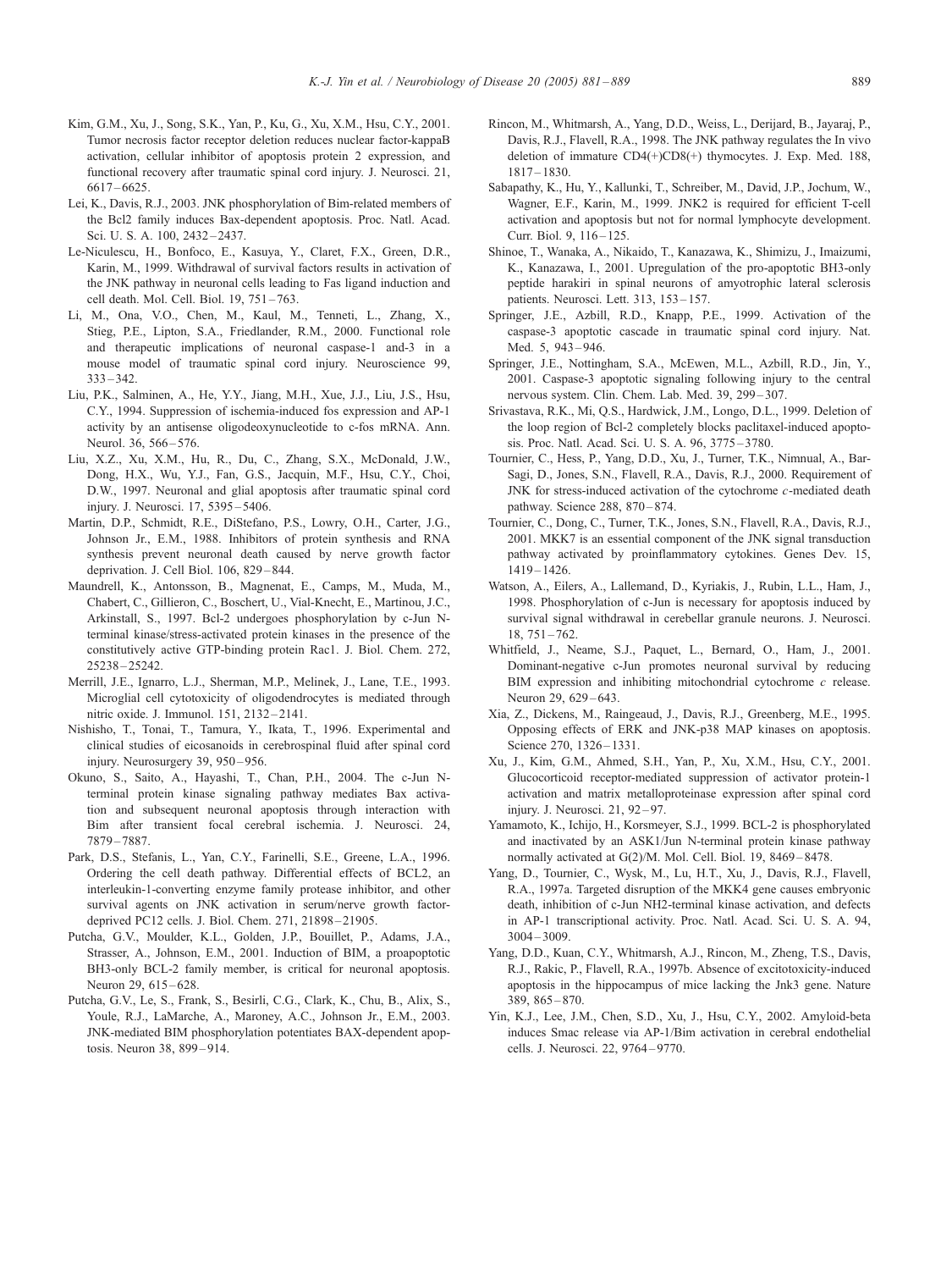Kim, G.M., Xu, J., Song, S.K., Yan, P., Ku, G., Xu, X.M., Hsu, C.Y., 2001. Tumor necrosis factor receptor deletion reduces nuclear factor-kappaB activation, cellular inhibitor of apoptosis protein 2 expression, and functional recovery after traumatic spinal cord injury. J. Neurosci. 21, 6617–6625.

Lei, K., Davis, R.J., 2003. JNK phosphorylation of Bim-related members of the Bcl2 family induces Bax-dependent apoptosis. Proc. Natl. Acad. Sci. U. S. A. 100, 2432–2437.

Le-Niculescu, H., Bonfoco, E., Kasuya, Y., Claret, F.X., Green, D.R., Karin, M., 1999. Withdrawal of survival factors results in activation of the JNK pathway in neuronal cells leading to Fas ligand induction and cell death. Mol. Cell. Biol. 19, 751–763.

Li, M., Ona, V.O., Chen, M., Kaul, M., Tenneti, L., Zhang, X., Stieg, P.E., Lipton, S.A., Friedlander, R.M., 2000. Functional role and therapeutic implications of neuronal caspase-1 and-3 in a mouse model of traumatic spinal cord injury. Neuroscience 99, 333–342.

Liu, P.K., Salminen, A., He, Y.Y., Jiang, M.H., Xue, J.J., Liu, J.S., Hsu, C.Y., 1994. Suppression of ischemia-induced fos expression and AP-1 activity by an antisense oligodeoxynucleotide to c-fos mRNA. Ann. Neurol. 36, 566–576.

Liu, X.Z., Xu, X.M., Hu, R., Du, C., Zhang, S.X., McDonald, J.W., Dong, H.X., Wu, Y.J., Fan, G.S., Jacquin, M.F., Hsu, C.Y., Choi, D.W., 1997. Neuronal and glial apoptosis after traumatic spinal cord injury. J. Neurosci. 17, 5395–5406.

Martin, D.P., Schmidt, R.E., DiStefano, P.S., Lowry, O.H., Carter, J.G., Johnson Jr., E.M., 1988. Inhibitors of protein synthesis and RNA synthesis prevent neuronal death caused by nerve growth factor deprivation. J. Cell Biol. 106, 829–844.

Maundrell, K., Antonsson, B., Magnenat, E., Camps, M., Muda, M., Chabert, C., Gillieron, C., Boschert, U., Vial-Knecht, E., Martinou, J.C., Arkinstall, S., 1997. Bcl-2 undergoes phosphorylation by c-Jun N-terminal kinase/stress-activated protein kinases in the presence of the constitutively active GTP-binding protein Rac1. J. Biol. Chem. 272, 25238–25242.

Merrill, J.E., Ignarro, L.J., Sherman, M.P., Melinek, J., Lane, T.E., 1993. Microglial cell cytotoxicity of oligodendrocytes is mediated through nitric oxide. J. Immunol. 151, 2132–2141.

Nishisho, T., Tonai, T., Tamura, Y., Ikata, T., 1996. Experimental and clinical studies of eicosanoids in cerebrospinal fluid after spinal cord injury. Neurosurgery 39, 950–956.

Okuno, S., Saito, A., Hayashi, T., Chan, P.H., 2004. The c-Jun N-terminal protein kinase signaling pathway mediates Bax activation and subsequent neuronal apoptosis through interaction with Bim after transient focal cerebral ischemia. J. Neurosci. 24, 7879–7887.

Park, D.S., Stefanis, L., Yan, C.Y., Farinelli, S.E., Greene, L.A., 1996. Ordering the cell death pathway. Differential effects of BCL2, an interleukin-1-converting enzyme family protease inhibitor, and other survival agents on JNK activation in serum/nerve growth factor-deprived PC12 cells. J. Biol. Chem. 271, 21898–21905.

Putcha, G.V., Moulder, K.L., Golden, J.P., Bouillet, P., Adams, J.A., Strasser, A., Johnson, E.M., 2001. Induction of BIM, a proapoptotic BH3-only BCL-2 family member, is critical for neuronal apoptosis. Neuron 29, 615–628.

Putcha, G.V., Le, S., Frank, S., Besirli, C.G., Clark, K., Chu, B., Alix, S., Youle, R.J., LaMarche, A., Maroney, A.C., Johnson Jr., E.M., 2003. JNK-mediated BIM phosphorylation potentiates BAX-dependent apoptosis. Neuron 38, 899–914.

Rincon, M., Whitmarsh, A., Yang, D.D., Weiss, L., Derijard, B., Jayaraj, P., Davis, R.J., Flavell, R.A., 1998. The JNK pathway regulates the In vivo deletion of immature CD4(+)CD8(+) thymocytes. J. Exp. Med. 188, 1817–1830.

Sabapathy, K., Hu, Y., Kallunki, T., Schreiber, M., David, J.P., Jochum, W., Wagner, E.F., Karin, M., 1999. JNK2 is required for efficient T-cell activation and apoptosis but not for normal lymphocyte development. Curr. Biol. 9, 116–125.

Shinoe, T., Wanaka, A., Nikaido, T., Kanazawa, K., Shimizu, J., Imaizumi, K., Kanazawa, I., 2001. Upregulation of the pro-apoptotic BH3-only peptide harakiri in spinal neurons of amyotrophic lateral sclerosis patients. Neurosci. Lett. 313, 153–157.

Springer, J.E., Azbill, R.D., Knapp, P.E., 1999. Activation of the caspase-3 apoptotic cascade in traumatic spinal cord injury. Nat. Med. 5, 943–946.

Springer, J.E., Nottingham, S.A., McEwen, M.L., Azbill, R.D., Jin, Y., 2001. Caspase-3 apoptotic signaling following injury to the central nervous system. Clin. Chem. Lab. Med. 39, 299–307.

Srivastava, R.K., Mi, Q.S., Hardwick, J.M., Longo, D.L., 1999. Deletion of the loop region of Bcl-2 completely blocks paclitaxel-induced apoptosis. Proc. Natl. Acad. Sci. U. S. A. 96, 3775–3780.

Tournier, C., Hess, P., Yang, D.D., Xu, J., Turner, T.K., Nimnual, A., Bar-Sagi, D., Jones, S.N., Flavell, R.A., Davis, R.J., 2000. Requirement of JNK for stress-induced activation of the cytochrome *c*-mediated death pathway. Science 288, 870–874.

Tournier, C., Dong, C., Turner, T.K., Jones, S.N., Flavell, R.A., Davis, R.J., 2001. MKK7 is an essential component of the JNK signal transduction pathway activated by proinflammatory cytokines. Genes Dev. 15, 1419–1426.

Watson, A., Eilers, A., Lallemand, D., Kyriakis, J., Rubin, L.L., Ham, J., 1998. Phosphorylation of c-Jun is necessary for apoptosis induced by survival signal withdrawal in cerebellar granule neurons. J. Neurosci. 18, 751–762.

Whitfield, J., Neame, S.J., Paquet, L., Bernard, O., Ham, J., 2001. Dominant-negative c-Jun promotes neuronal survival by reducing BIM expression and inhibiting mitochondrial cytochrome *c* release. Neuron 29, 629–643.

Xia, Z., Dickens, M., Raingeaud, J., Davis, R.J., Greenberg, M.E., 1995. Opposing effects of ERK and JNK-p38 MAP kinases on apoptosis. Science 270, 1326–1331.

Xu, J., Kim, G.M., Ahmed, S.H., Yan, P., Xu, X.M., Hsu, C.Y., 2001. Glucocorticoid receptor-mediated suppression of activator protein-1 activation and matrix metalloproteinase expression after spinal cord injury. J. Neurosci. 21, 92–97.

Yamamoto, K., Ichijo, H., Korsmeyer, S.J., 1999. BCL-2 is phosphorylated and inactivated by an ASK1/Jun N-terminal protein kinase pathway normally activated at G(2)/M. Mol. Cell. Biol. 19, 8469–8478.

Yang, D., Tournier, C., Wysk, M., Lu, H.T., Xu, J., Davis, R.J., Flavell, R.A., 1997a. Targeted disruption of the MKK4 gene causes embryonic death, inhibition of c-Jun NH2-terminal kinase activation, and defects in AP-1 transcriptional activity. Proc. Natl. Acad. Sci. U. S. A. 94, 3004–3009.

Yang, D.D., Kuan, C.Y., Whitmarsh, A.J., Rincon, M., Zheng, T.S., Davis, R.J., Rakic, P., Flavell, R.A., 1997b. Absence of excitotoxicity-induced apoptosis in the hippocampus of mice lacking the Jnk3 gene. Nature 389, 865–870.

Yin, K.J., Lee, J.M., Chen, S.D., Xu, J., Hsu, C.Y., 2002. Amyloid-beta induces Smac release via AP-1/Bim activation in cerebral endothelial cells. J. Neurosci. 22, 9764–9770.